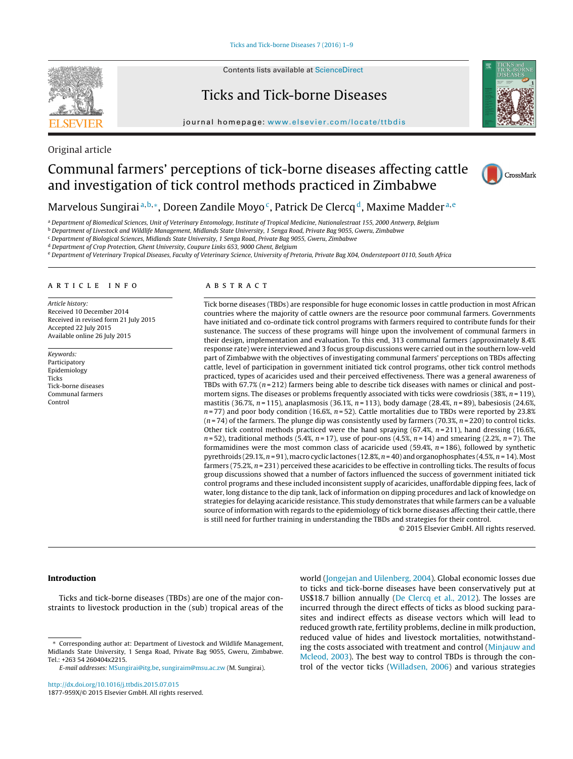Original article

# Communal farmers' perceptions of tick-borne diseases affecting cattle and investigation of tick control methods practiced in Zimbabwe

Marvelous Sungirai[a,b,*], Doreen Zandile Moyo[c], Patrick De Clercq[d], Maxime Madder[a,e]

[a] Department of Biomedical Sciences, Unit of Veterinary Entomology, Institute of Tropical Medicine, Nationalestraat 155, 2000 Antwerp, Belgium
[b] Department of Livestock and Wildlife Management, Midlands State University, 1 Senga Road, Private Bag 9055, Gweru, Zimbabwe
[c] Department of Biological Sciences, Midlands State University, 1 Senga Road, Private Bag 9055, Gweru, Zimbabwe
[d] Department of Crop Protection, Ghent University, Coupure Links 653, 9000 Ghent, Belgium
[e] Department of Veterinary Tropical Diseases, Faculty of Veterinary Science, University of Pretoria, Private Bag X04, Onderstepoort 0110, South Africa

## ARTICLE INFO

*Article history:*
Received 10 December 2014
Received in revised form 21 July 2015
Accepted 22 July 2015
Available online 26 July 2015

*Keywords:*
Participatory
Epidemiology
Ticks
Tick-borne diseases
Communal farmers
Control

## ABSTRACT

Tick borne diseases (TBDs) are responsible for huge economic losses in cattle production in most African countries where the majority of cattle owners are the resource poor communal farmers. Governments have initiated and co-ordinate tick control programs with farmers required to contribute funds for their sustenance. The success of these programs will hinge upon the involvement of communal farmers in their design, implementation and evaluation. To this end, 313 communal farmers (approximately 8.4% response rate) were interviewed and 3 focus group discussions were carried out in the southern low-veld part of Zimbabwe with the objectives of investigating communal farmers' perceptions on TBDs affecting cattle, level of participation in government initiated tick control programs, other tick control methods practiced, types of acaricides used and their perceived effectiveness. There was a general awareness of TBDs with 67.7% ($n = 212$) farmers being able to describe tick diseases with names or clinical and post-mortem signs. The diseases or problems frequently associated with ticks were cowdriosis (38%, $n = 119$), mastitis (36.7%, $n = 115$), anaplasmosis (36.1%, $n = 113$), body damage (28.4%, $n = 89$), babesiosis (24.6%, $n = 77$) and poor body condition (16.6%, $n = 52$). Cattle mortalities due to TBDs were reported by 23.8% ($n = 74$) of the farmers. The plunge dip was consistently used by farmers (70.3%, $n = 220$) to control ticks. Other tick control methods practiced were the hand spraying (67.4%, $n = 211$), hand dressing (16.6%, $n = 52$), traditional methods (5.4%, $n = 17$), use of pour-ons (4.5%, $n = 14$) and smearing (2.2%, $n = 7$). The formamidines were the most common class of acaricide used (59.4%, $n = 186$), followed by synthetic pyrethroids (29.1%, $n = 91$), macro cyclic lactones (12.8%, $n = 40$) and organophosphates (4.5%, $n = 14$). Most farmers (75.2%, $n = 231$) perceived these acaricides to be effective in controlling ticks. The results of focus group discussions showed that a number of factors influenced the success of government initiated tick control programs and these included inconsistent supply of acaricides, unaffordable dipping fees, lack of water, long distance to the dip tank, lack of information on dipping procedures and lack of knowledge on strategies for delaying acaricide resistance. This study demonstrates that while farmers can be a valuable source of information with regards to the epidemiology of tick borne diseases affecting their cattle, there is still need for further training in understanding the TBDs and strategies for their control.

© 2015 Elsevier GmbH. All rights reserved.

## Introduction

Ticks and tick-borne diseases (TBDs) are one of the major constraints to livestock production in the (sub) tropical areas of the world (Jongejan and Uilenberg, 2004). Global economic losses due to ticks and tick-borne diseases have been conservatively put at US$18.7 billion annually (De Clercq et al., 2012). The losses are incurred through the direct effects of ticks as blood sucking parasites and indirect effects as disease vectors which will lead to reduced growth rate, fertility problems, decline in milk production, reduced value of hides and livestock mortalities, notwithstanding the costs associated with treatment and control (Minjauw and Mcleod, 2003). The best way to control TBDs is through the control of the vector ticks (Willadsen, 2006) and various strategies

\* Corresponding author at: Department of Livestock and Wildlife Management, Midlands State University, 1 Senga Road, Private Bag 9055, Gweru, Zimbabwe. Tel.: +263 54 260404x2215.
E-mail addresses: MSungirai@itg.be, sungiraim@msu.ac.zw (M. Sungirai).

http://dx.doi.org/10.1016/j.ttbdis.2015.07.015
1877-959X/© 2015 Elsevier GmbH. All rights reserved.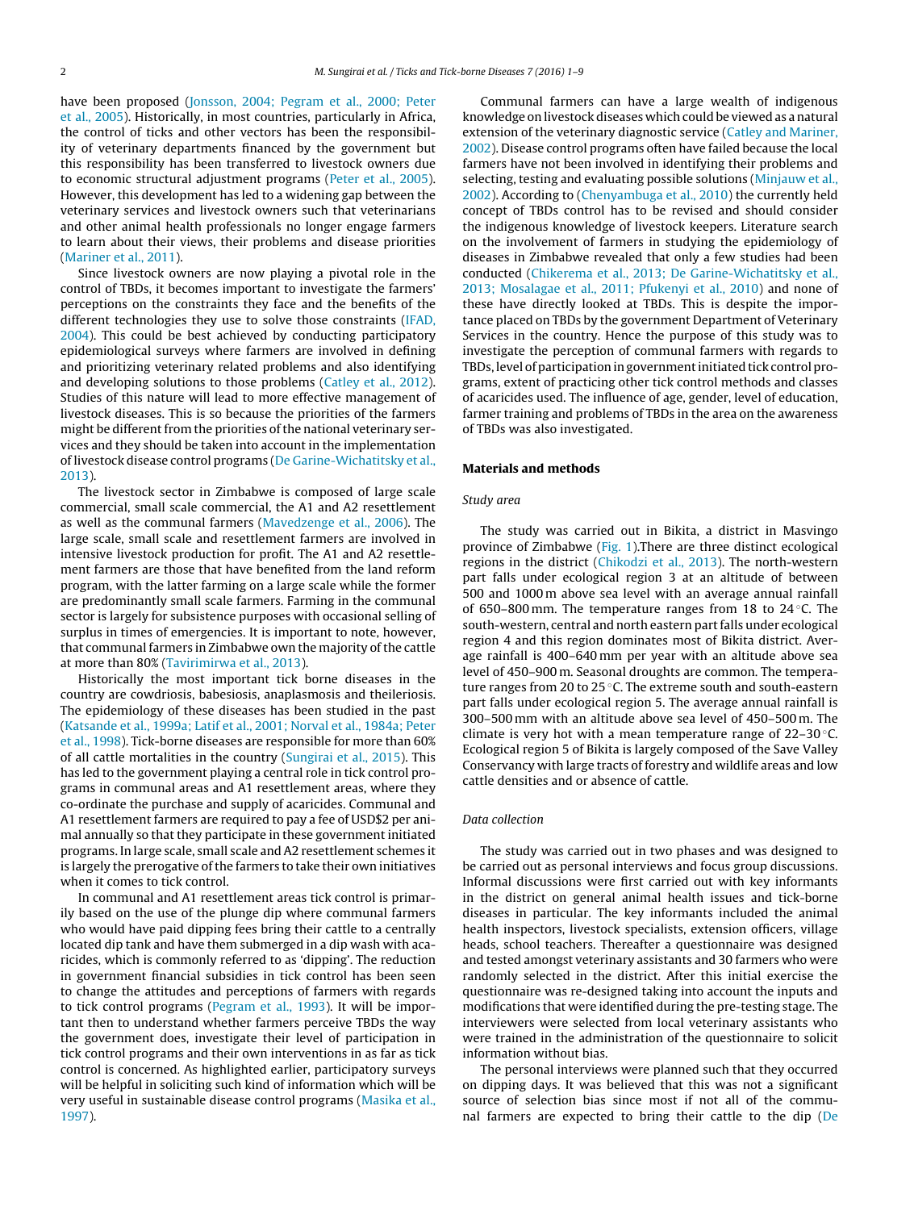have been proposed (Jonsson, 2004; Pegram et al., 2000; Peter et al., 2005). Historically, in most countries, particularly in Africa, the control of ticks and other vectors has been the responsibility of veterinary departments financed by the government but this responsibility has been transferred to livestock owners due to economic structural adjustment programs (Peter et al., 2005). However, this development has led to a widening gap between the veterinary services and livestock owners such that veterinarians and other animal health professionals no longer engage farmers to learn about their views, their problems and disease priorities (Mariner et al., 2011).

Since livestock owners are now playing a pivotal role in the control of TBDs, it becomes important to investigate the farmers' perceptions on the constraints they face and the benefits of the different technologies they use to solve those constraints (IFAD, 2004). This could be best achieved by conducting participatory epidemiological surveys where farmers are involved in defining and prioritizing veterinary related problems and also identifying and developing solutions to those problems (Catley et al., 2012). Studies of this nature will lead to more effective management of livestock diseases. This is so because the priorities of the farmers might be different from the priorities of the national veterinary services and they should be taken into account in the implementation of livestock disease control programs (De Garine-Wichatitsky et al., 2013).

The livestock sector in Zimbabwe is composed of large scale commercial, small scale commercial, the A1 and A2 resettlement as well as the communal farmers (Mavedzenge et al., 2006). The large scale, small scale and resettlement farmers are involved in intensive livestock production for profit. The A1 and A2 resettlement farmers are those that have benefited from the land reform program, with the latter farming on a large scale while the former are predominantly small scale farmers. Farming in the communal sector is largely for subsistence purposes with occasional selling of surplus in times of emergencies. It is important to note, however, that communal farmers in Zimbabwe own the majority of the cattle at more than 80% (Tavirimirwa et al., 2013).

Historically the most important tick borne diseases in the country are cowdriosis, babesiosis, anaplasmosis and theileriosis. The epidemiology of these diseases has been studied in the past (Katsande et al., 1999a; Latif et al., 2001; Norval et al., 1984a; Peter et al., 1998). Tick-borne diseases are responsible for more than 60% of all cattle mortalities in the country (Sungirai et al., 2015). This has led to the government playing a central role in tick control programs in communal areas and A1 resettlement areas, where they co-ordinate the purchase and supply of acaricides. Communal and A1 resettlement farmers are required to pay a fee of USD$2 per animal annually so that they participate in these government initiated programs. In large scale, small scale and A2 resettlement schemes it is largely the prerogative of the farmers to take their own initiatives when it comes to tick control.

In communal and A1 resettlement areas tick control is primarily based on the use of the plunge dip where communal farmers who would have paid dipping fees bring their cattle to a centrally located dip tank and have them submerged in a dip wash with acaricides, which is commonly referred to as 'dipping'. The reduction in government financial subsidies in tick control has been seen to change the attitudes and perceptions of farmers with regards to tick control programs (Pegram et al., 1993). It will be important then to understand whether farmers perceive TBDs the way the government does, investigate their level of participation in tick control programs and their own interventions in as far as tick control is concerned. As highlighted earlier, participatory surveys will be helpful in soliciting such kind of information which will be very useful in sustainable disease control programs (Masika et al., 1997).

Communal farmers can have a large wealth of indigenous knowledge on livestock diseases which could be viewed as a natural extension of the veterinary diagnostic service (Catley and Mariner, 2002). Disease control programs often have failed because the local farmers have not been involved in identifying their problems and selecting, testing and evaluating possible solutions (Minjauw et al., 2002). According to (Chenyambuga et al., 2010) the currently held concept of TBDs control has to be revised and should consider the indigenous knowledge of livestock keepers. Literature search on the involvement of farmers in studying the epidemiology of diseases in Zimbabwe revealed that only a few studies had been conducted (Chikerema et al., 2013; De Garine-Wichatitsky et al., 2013; Mosalagae et al., 2011; Pfukenyi et al., 2010) and none of these have directly looked at TBDs. This is despite the importance placed on TBDs by the government Department of Veterinary Services in the country. Hence the purpose of this study was to investigate the perception of communal farmers with regards to TBDs, level of participation in government initiated tick control programs, extent of practicing other tick control methods and classes of acaricides used. The influence of age, gender, level of education, farmer training and problems of TBDs in the area on the awareness of TBDs was also investigated.

## Materials and methods

### Study area

The study was carried out in Bikita, a district in Masvingo province of Zimbabwe (Fig. 1).There are three distinct ecological regions in the district (Chikodzi et al., 2013). The north-western part falls under ecological region 3 at an altitude of between 500 and 1000 m above sea level with an average annual rainfall of 650–800 mm. The temperature ranges from 18 to 24 °C. The south-western, central and north eastern part falls under ecological region 4 and this region dominates most of Bikita district. Average rainfall is 400–640 mm per year with an altitude above sea level of 450–900 m. Seasonal droughts are common. The temperature ranges from 20 to 25 °C. The extreme south and south-eastern part falls under ecological region 5. The average annual rainfall is 300–500 mm with an altitude above sea level of 450–500 m. The climate is very hot with a mean temperature range of 22–30 °C. Ecological region 5 of Bikita is largely composed of the Save Valley Conservancy with large tracts of forestry and wildlife areas and low cattle densities and or absence of cattle.

### Data collection

The study was carried out in two phases and was designed to be carried out as personal interviews and focus group discussions. Informal discussions were first carried out with key informants in the district on general animal health issues and tick-borne diseases in particular. The key informants included the animal health inspectors, livestock specialists, extension officers, village heads, school teachers. Thereafter a questionnaire was designed and tested amongst veterinary assistants and 30 farmers who were randomly selected in the district. After this initial exercise the questionnaire was re-designed taking into account the inputs and modifications that were identified during the pre-testing stage. The interviewers were selected from local veterinary assistants who were trained in the administration of the questionnaire to solicit information without bias.

The personal interviews were planned such that they occurred on dipping days. It was believed that this was not a significant source of selection bias since most if not all of the communal farmers are expected to bring their cattle to the dip (De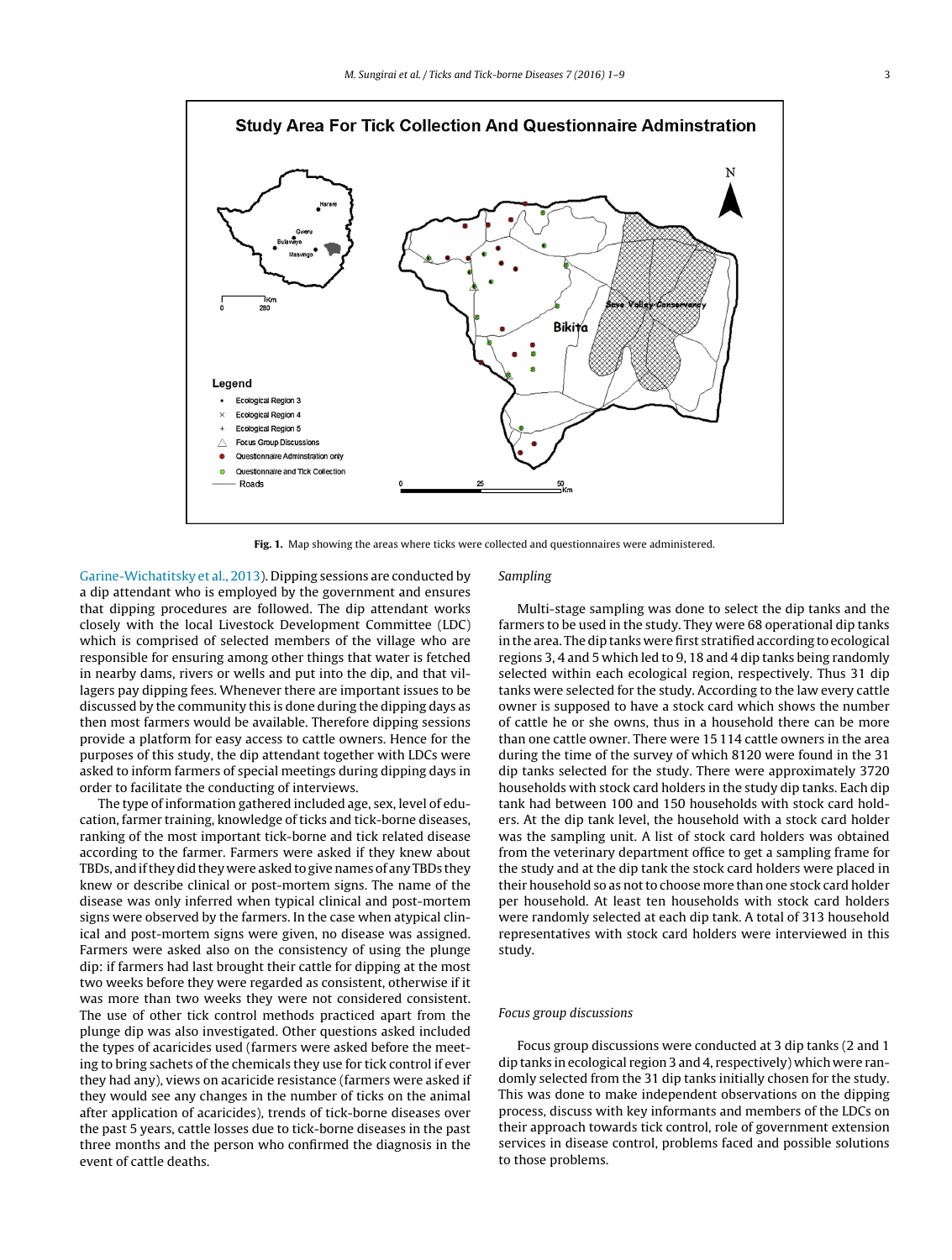**Fig. 1.** Map showing the areas where ticks were collected and questionnaires were administered.

Garine-Wichatitsky et al., 2013). Dipping sessions are conducted by a dip attendant who is employed by the government and ensures that dipping procedures are followed. The dip attendant works closely with the local Livestock Development Committee (LDC) which is comprised of selected members of the village who are responsible for ensuring among other things that water is fetched in nearby dams, rivers or wells and put into the dip, and that villagers pay dipping fees. Whenever there are important issues to be discussed by the community this is done during the dipping days as then most farmers would be available. Therefore dipping sessions provide a platform for easy access to cattle owners. Hence for the purposes of this study, the dip attendant together with LDCs were asked to inform farmers of special meetings during dipping days in order to facilitate the conducting of interviews.

The type of information gathered included age, sex, level of education, farmer training, knowledge of ticks and tick-borne diseases, ranking of the most important tick-borne and tick related disease according to the farmer. Farmers were asked if they knew about TBDs, and if they did they were asked to give names of any TBDs they knew or describe clinical or post-mortem signs. The name of the disease was only inferred when typical clinical and post-mortem signs were observed by the farmers. In the case when atypical clinical and post-mortem signs were given, no disease was assigned. Farmers were asked also on the consistency of using the plunge dip: if farmers had last brought their cattle for dipping at the most two weeks before they were regarded as consistent, otherwise if it was more than two weeks they were not considered consistent. The use of other tick control methods practiced apart from the plunge dip was also investigated. Other questions asked included the types of acaricides used (farmers were asked before the meeting to bring sachets of the chemicals they use for tick control if ever they had any), views on acaricide resistance (farmers were asked if they would see any changes in the number of ticks on the animal after application of acaricides), trends of tick-borne diseases over the past 5 years, cattle losses due to tick-borne diseases in the past three months and the person who confirmed the diagnosis in the event of cattle deaths.

*Sampling*

Multi-stage sampling was done to select the dip tanks and the farmers to be used in the study. They were 68 operational dip tanks in the area. The dip tanks were first stratified according to ecological regions 3, 4 and 5 which led to 9, 18 and 4 dip tanks being randomly selected within each ecological region, respectively. Thus 31 dip tanks were selected for the study. According to the law every cattle owner is supposed to have a stock card which shows the number of cattle he or she owns, thus in a household there can be more than one cattle owner. There were 15 114 cattle owners in the area during the time of the survey of which 8120 were found in the 31 dip tanks selected for the study. There were approximately 3720 households with stock card holders in the study dip tanks. Each dip tank had between 100 and 150 households with stock card holders. At the dip tank level, the household with a stock card holder was the sampling unit. A list of stock card holders was obtained from the veterinary department office to get a sampling frame for the study and at the dip tank the stock card holders were placed in their household so as not to choose more than one stock card holder per household. At least ten households with stock card holders were randomly selected at each dip tank. A total of 313 household representatives with stock card holders were interviewed in this study.

*Focus group discussions*

Focus group discussions were conducted at 3 dip tanks (2 and 1 dip tanks in ecological region 3 and 4, respectively) which were randomly selected from the 31 dip tanks initially chosen for the study. This was done to make independent observations on the dipping process, discuss with key informants and members of the LDCs on their approach towards tick control, role of government extension services in disease control, problems faced and possible solutions to those problems.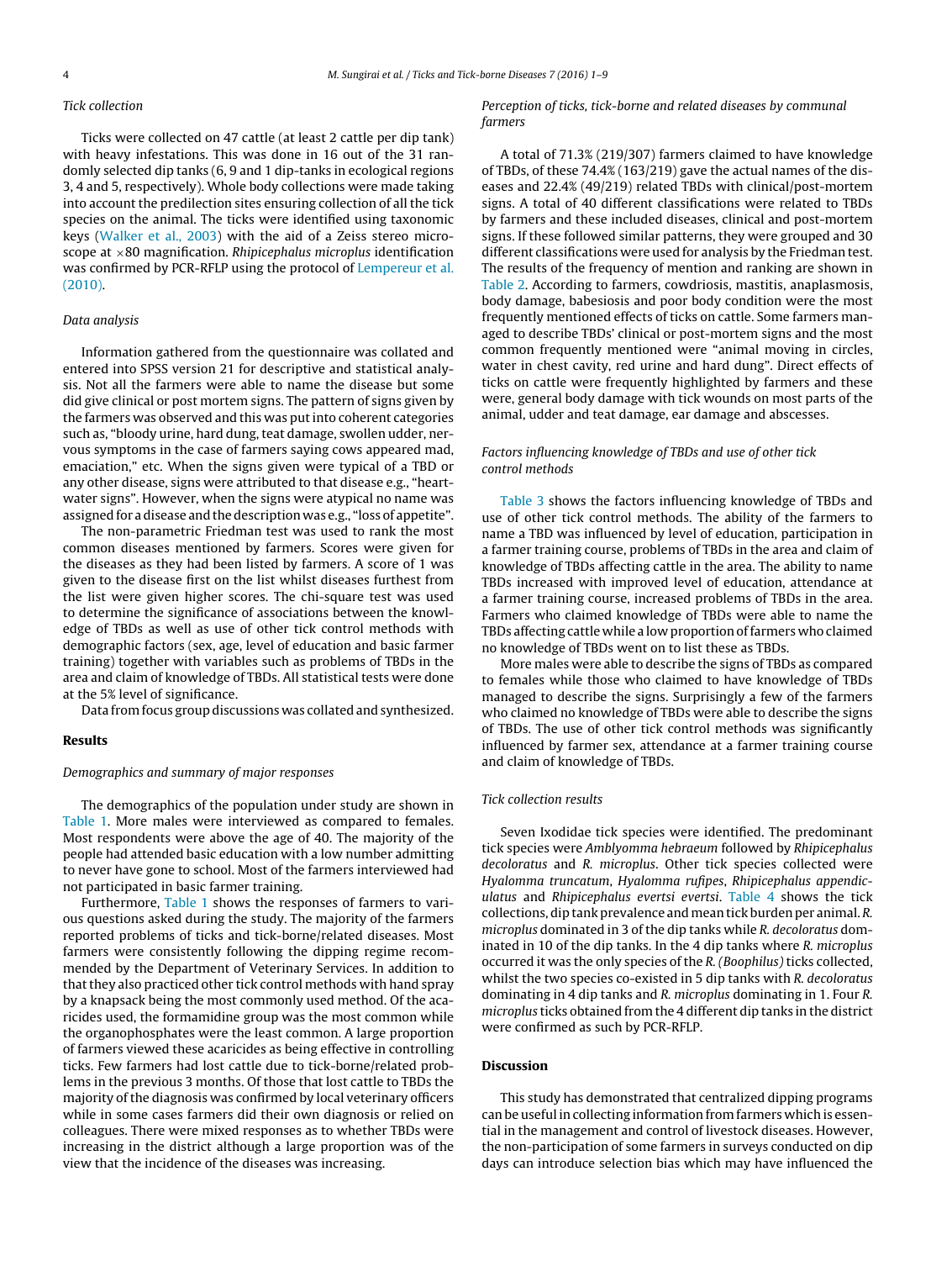### Tick collection

Ticks were collected on 47 cattle (at least 2 cattle per dip tank) with heavy infestations. This was done in 16 out of the 31 randomly selected dip tanks (6, 9 and 1 dip-tanks in ecological regions 3, 4 and 5, respectively). Whole body collections were made taking into account the predilection sites ensuring collection of all the tick species on the animal. The ticks were identified using taxonomic keys (Walker et al., 2003) with the aid of a Zeiss stereo microscope at ×80 magnification. *Rhipicephalus microplus* identification was confirmed by PCR-RFLP using the protocol of Lempereur et al. (2010).

### Data analysis

Information gathered from the questionnaire was collated and entered into SPSS version 21 for descriptive and statistical analysis. Not all the farmers were able to name the disease but some did give clinical or post mortem signs. The pattern of signs given by the farmers was observed and this was put into coherent categories such as, "bloody urine, hard dung, teat damage, swollen udder, nervous symptoms in the case of farmers saying cows appeared mad, emaciation," etc. When the signs given were typical of a TBD or any other disease, signs were attributed to that disease e.g., "heartwater signs". However, when the signs were atypical no name was assigned for a disease and the description was e.g., "loss of appetite".

The non-parametric Friedman test was used to rank the most common diseases mentioned by farmers. Scores were given for the diseases as they had been listed by farmers. A score of 1 was given to the disease first on the list whilst diseases furthest from the list were given higher scores. The chi-square test was used to determine the significance of associations between the knowledge of TBDs as well as use of other tick control methods with demographic factors (sex, age, level of education and basic farmer training) together with variables such as problems of TBDs in the area and claim of knowledge of TBDs. All statistical tests were done at the 5% level of significance.

Data from focus group discussions was collated and synthesized.

## Results

### Demographics and summary of major responses

The demographics of the population under study are shown in Table 1. More males were interviewed as compared to females. Most respondents were above the age of 40. The majority of the people had attended basic education with a low number admitting to never have gone to school. Most of the farmers interviewed had not participated in basic farmer training.

Furthermore, Table 1 shows the responses of farmers to various questions asked during the study. The majority of the farmers reported problems of ticks and tick-borne/related diseases. Most farmers were consistently following the dipping regime recommended by the Department of Veterinary Services. In addition to that they also practiced other tick control methods with hand spray by a knapsack being the most commonly used method. Of the acaricides used, the formamidine group was the most common while the organophosphates were the least common. A large proportion of farmers viewed these acaricides as being effective in controlling ticks. Few farmers had lost cattle due to tick-borne/related problems in the previous 3 months. Of those that lost cattle to TBDs the majority of the diagnosis was confirmed by local veterinary officers while in some cases farmers did their own diagnosis or relied on colleagues. There were mixed responses as to whether TBDs were increasing in the district although a large proportion was of the view that the incidence of the diseases was increasing.

### Perception of ticks, tick-borne and related diseases by communal farmers

A total of 71.3% (219/307) farmers claimed to have knowledge of TBDs, of these 74.4% (163/219) gave the actual names of the diseases and 22.4% (49/219) related TBDs with clinical/post-mortem signs. A total of 40 different classifications were related to TBDs by farmers and these included diseases, clinical and post-mortem signs. If these followed similar patterns, they were grouped and 30 different classifications were used for analysis by the Friedman test. The results of the frequency of mention and ranking are shown in Table 2. According to farmers, cowdriosis, mastitis, anaplasmosis, body damage, babesiosis and poor body condition were the most frequently mentioned effects of ticks on cattle. Some farmers managed to describe TBDs' clinical or post-mortem signs and the most common frequently mentioned were "animal moving in circles, water in chest cavity, red urine and hard dung". Direct effects of ticks on cattle were frequently highlighted by farmers and these were, general body damage with tick wounds on most parts of the animal, udder and teat damage, ear damage and abscesses.

### Factors influencing knowledge of TBDs and use of other tick control methods

Table 3 shows the factors influencing knowledge of TBDs and use of other tick control methods. The ability of the farmers to name a TBD was influenced by level of education, participation in a farmer training course, problems of TBDs in the area and claim of knowledge of TBDs affecting cattle in the area. The ability to name TBDs increased with improved level of education, attendance at a farmer training course, increased problems of TBDs in the area. Farmers who claimed knowledge of TBDs were able to name the TBDs affecting cattle while a low proportion of farmers who claimed no knowledge of TBDs went on to list these as TBDs.

More males were able to describe the signs of TBDs as compared to females while those who claimed to have knowledge of TBDs managed to describe the signs. Surprisingly a few of the farmers who claimed no knowledge of TBDs were able to describe the signs of TBDs. The use of other tick control methods was significantly influenced by farmer sex, attendance at a farmer training course and claim of knowledge of TBDs.

### Tick collection results

Seven Ixodidae tick species were identified. The predominant tick species were *Amblyomma hebraeum* followed by *Rhipicephalus decoloratus* and *R. microplus*. Other tick species collected were *Hyalomma truncatum*, *Hyalomma rufipes*, *Rhipicephalus appendiculatus* and *Rhipicephalus evertsi evertsi*. Table 4 shows the tick collections, dip tank prevalence and mean tick burden per animal. *R. microplus* dominated in 3 of the dip tanks while *R. decoloratus* dominated in 10 of the dip tanks. In the 4 dip tanks where *R. microplus* occurred it was the only species of the *R. (Boophilus)* ticks collected, whilst the two species co-existed in 5 dip tanks with *R. decoloratus* dominating in 4 dip tanks and *R. microplus* dominating in 1. Four *R. microplus* ticks obtained from the 4 different dip tanks in the district were confirmed as such by PCR-RFLP.

## Discussion

This study has demonstrated that centralized dipping programs can be useful in collecting information from farmers which is essential in the management and control of livestock diseases. However, the non-participation of some farmers in surveys conducted on dip days can introduce selection bias which may have influenced the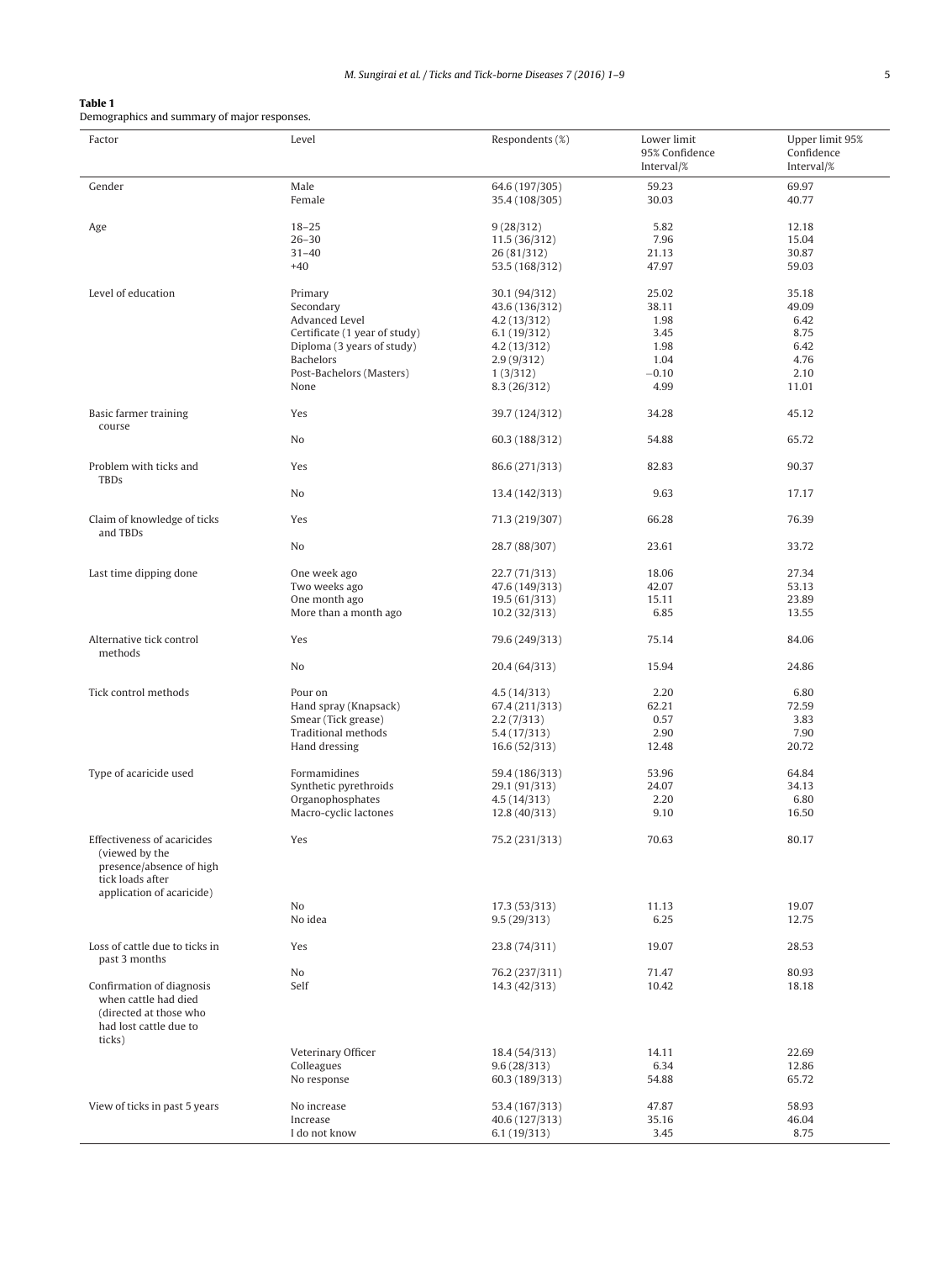**Table 1**
Demographics and summary of major responses.

| Factor | Level | Respondents (%) | Lower limit 95% Confidence Interval/% | Upper limit 95% Confidence Interval/% |
|---|---|---|---|---|
| Gender | Male | 64.6 (197/305) | 59.23 | 69.97 |
| | Female | 35.4 (108/305) | 30.03 | 40.77 |
| Age | 18–25 | 9 (28/312) | 5.82 | 12.18 |
| | 26–30 | 11.5 (36/312) | 7.96 | 15.04 |
| | 31–40 | 26 (81/312) | 21.13 | 30.87 |
| | +40 | 53.5 (168/312) | 47.97 | 59.03 |
| Level of education | Primary | 30.1 (94/312) | 25.02 | 35.18 |
| | Secondary | 43.6 (136/312) | 38.11 | 49.09 |
| | Advanced Level | 4.2 (13/312) | 1.98 | 6.42 |
| | Certificate (1 year of study) | 6.1 (19/312) | 3.45 | 8.75 |
| | Diploma (3 years of study) | 4.2 (13/312) | 1.98 | 6.42 |
| | Bachelors | 2.9 (9/312) | 1.04 | 4.76 |
| | Post-Bachelors (Masters) | 1 (3/312) | −0.10 | 2.10 |
| | None | 8.3 (26/312) | 4.99 | 11.01 |
| Basic farmer training course | Yes | 39.7 (124/312) | 34.28 | 45.12 |
| | No | 60.3 (188/312) | 54.88 | 65.72 |
| Problem with ticks and TBDs | Yes | 86.6 (271/313) | 82.83 | 90.37 |
| | No | 13.4 (142/313) | 9.63 | 17.17 |
| Claim of knowledge of ticks and TBDs | Yes | 71.3 (219/307) | 66.28 | 76.39 |
| | No | 28.7 (88/307) | 23.61 | 33.72 |
| Last time dipping done | One week ago | 22.7 (71/313) | 18.06 | 27.34 |
| | Two weeks ago | 47.6 (149/313) | 42.07 | 53.13 |
| | One month ago | 19.5 (61/313) | 15.11 | 23.89 |
| | More than a month ago | 10.2 (32/313) | 6.85 | 13.55 |
| Alternative tick control methods | Yes | 79.6 (249/313) | 75.14 | 84.06 |
| | No | 20.4 (64/313) | 15.94 | 24.86 |
| Tick control methods | Pour on | 4.5 (14/313) | 2.20 | 6.80 |
| | Hand spray (Knapsack) | 67.4 (211/313) | 62.21 | 72.59 |
| | Smear (Tick grease) | 2.2 (7/313) | 0.57 | 3.83 |
| | Traditional methods | 5.4 (17/313) | 2.90 | 7.90 |
| | Hand dressing | 16.6 (52/313) | 12.48 | 20.72 |
| Type of acaricide used | Formamidines | 59.4 (186/313) | 53.96 | 64.84 |
| | Synthetic pyrethroids | 29.1 (91/313) | 24.07 | 34.13 |
| | Organophosphates | 4.5 (14/313) | 2.20 | 6.80 |
| | Macro-cyclic lactones | 12.8 (40/313) | 9.10 | 16.50 |
| Effectiveness of acaricides (viewed by the presence/absence of high tick loads after application of acaricide) | Yes | 75.2 (231/313) | 70.63 | 80.17 |
| | No | 17.3 (53/313) | 11.13 | 19.07 |
| | No idea | 9.5 (29/313) | 6.25 | 12.75 |
| Loss of cattle due to ticks in past 3 months | Yes | 23.8 (74/311) | 19.07 | 28.53 |
| | No | 76.2 (237/311) | 71.47 | 80.93 |
| Confirmation of diagnosis when cattle had died (directed at those who had lost cattle due to ticks) | Self | 14.3 (42/313) | 10.42 | 18.18 |
| | Veterinary Officer | 18.4 (54/313) | 14.11 | 22.69 |
| | Colleagues | 9.6 (28/313) | 6.34 | 12.86 |
| | No response | 60.3 (189/313) | 54.88 | 65.72 |
| View of ticks in past 5 years | No increase | 53.4 (167/313) | 47.87 | 58.93 |
| | Increase | 40.6 (127/313) | 35.16 | 46.04 |
| | I do not know | 6.1 (19/313) | 3.45 | 8.75 |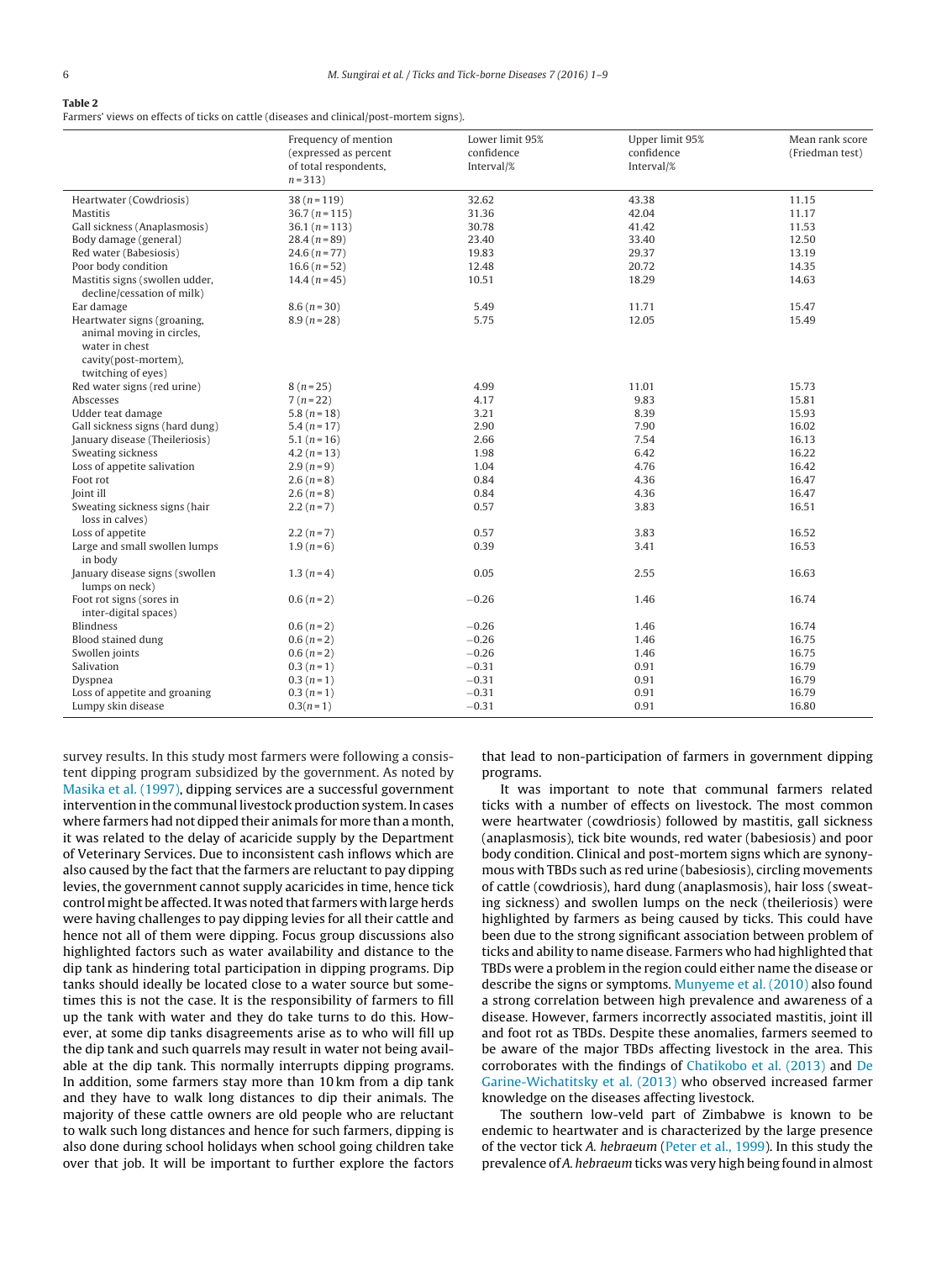**Table 2**
Farmers' views on effects of ticks on cattle (diseases and clinical/post-mortem signs).

| | Frequency of mention (expressed as percent of total respondents, $n = 313$) | Lower limit 95% confidence Interval/% | Upper limit 95% confidence Interval/% | Mean rank score (Friedman test) |
|---|---|---|---|---|
| Heartwater (Cowdriosis) | 38 ($n = 119$) | 32.62 | 43.38 | 11.15 |
| Mastitis | 36.7 ($n = 115$) | 31.36 | 42.04 | 11.17 |
| Gall sickness (Anaplasmosis) | 36.1 ($n = 113$) | 30.78 | 41.42 | 11.53 |
| Body damage (general) | 28.4 ($n = 89$) | 23.40 | 33.40 | 12.50 |
| Red water (Babesiosis) | 24.6 ($n = 77$) | 19.83 | 29.37 | 13.19 |
| Poor body condition | 16.6 ($n = 52$) | 12.48 | 20.72 | 14.35 |
| Mastitis signs (swollen udder, decline/cessation of milk) | 14.4 ($n = 45$) | 10.51 | 18.29 | 14.63 |
| Ear damage | 8.6 ($n = 30$) | 5.49 | 11.71 | 15.47 |
| Heartwater signs (groaning, animal moving in circles, water in chest cavity(post-mortem), twitching of eyes) | 8.9 ($n = 28$) | 5.75 | 12.05 | 15.49 |
| Red water signs (red urine) | 8 ($n = 25$) | 4.99 | 11.01 | 15.73 |
| Abscesses | 7 ($n = 22$) | 4.17 | 9.83 | 15.81 |
| Udder teat damage | 5.8 ($n = 18$) | 3.21 | 8.39 | 15.93 |
| Gall sickness signs (hard dung) | 5.4 ($n = 17$) | 2.90 | 7.90 | 16.02 |
| January disease (Theileriosis) | 5.1 ($n = 16$) | 2.66 | 7.54 | 16.13 |
| Sweating sickness | 4.2 ($n = 13$) | 1.98 | 6.42 | 16.22 |
| Loss of appetite salivation | 2.9 ($n = 9$) | 1.04 | 4.76 | 16.42 |
| Foot rot | 2.6 ($n = 8$) | 0.84 | 4.36 | 16.47 |
| Joint ill | 2.6 ($n = 8$) | 0.84 | 4.36 | 16.47 |
| Sweating sickness signs (hair loss in calves) | 2.2 ($n = 7$) | 0.57 | 3.83 | 16.51 |
| Loss of appetite | 2.2 ($n = 7$) | 0.57 | 3.83 | 16.52 |
| Large and small swollen lumps in body | 1.9 ($n = 6$) | 0.39 | 3.41 | 16.53 |
| January disease signs (swollen lumps on neck) | 1.3 ($n = 4$) | 0.05 | 2.55 | 16.63 |
| Foot rot signs (sores in inter-digital spaces) | 0.6 ($n = 2$) | −0.26 | 1.46 | 16.74 |
| Blindness | 0.6 ($n = 2$) | −0.26 | 1.46 | 16.74 |
| Blood stained dung | 0.6 ($n = 2$) | −0.26 | 1.46 | 16.75 |
| Swollen joints | 0.6 ($n = 2$) | −0.26 | 1.46 | 16.75 |
| Salivation | 0.3 ($n = 1$) | −0.31 | 0.91 | 16.79 |
| Dyspnea | 0.3 ($n = 1$) | −0.31 | 0.91 | 16.79 |
| Loss of appetite and groaning | 0.3 ($n = 1$) | −0.31 | 0.91 | 16.79 |
| Lumpy skin disease | 0.3($n = 1$) | −0.31 | 0.91 | 16.80 |

survey results. In this study most farmers were following a consistent dipping program subsidized by the government. As noted by Masika et al. (1997), dipping services are a successful government intervention in the communal livestock production system. In cases where farmers had not dipped their animals for more than a month, it was related to the delay of acaricide supply by the Department of Veterinary Services. Due to inconsistent cash inflows which are also caused by the fact that the farmers are reluctant to pay dipping levies, the government cannot supply acaricides in time, hence tick control might be affected. It was noted that farmers with large herds were having challenges to pay dipping levies for all their cattle and hence not all of them were dipping. Focus group discussions also highlighted factors such as water availability and distance to the dip tank as hindering total participation in dipping programs. Dip tanks should ideally be located close to a water source but sometimes this is not the case. It is the responsibility of farmers to fill up the tank with water and they do take turns to do this. However, at some dip tanks disagreements arise as to who will fill up the dip tank and such quarrels may result in water not being available at the dip tank. This normally interrupts dipping programs. In addition, some farmers stay more than 10 km from a dip tank and they have to walk long distances to dip their animals. The majority of these cattle owners are old people who are reluctant to walk such long distances and hence for such farmers, dipping is also done during school holidays when school going children take over that job. It will be important to further explore the factors that lead to non-participation of farmers in government dipping programs.

It was important to note that communal farmers related ticks with a number of effects on livestock. The most common were heartwater (cowdriosis) followed by mastitis, gall sickness (anaplasmosis), tick bite wounds, red water (babesiosis) and poor body condition. Clinical and post-mortem signs which are synonymous with TBDs such as red urine (babesiosis), circling movements of cattle (cowdriosis), hard dung (anaplasmosis), hair loss (sweating sickness) and swollen lumps on the neck (theileriosis) were highlighted by farmers as being caused by ticks. This could have been due to the strong significant association between problem of ticks and ability to name disease. Farmers who had highlighted that TBDs were a problem in the region could either name the disease or describe the signs or symptoms. Munyeme et al. (2010) also found a strong correlation between high prevalence and awareness of a disease. However, farmers incorrectly associated mastitis, joint ill and foot rot as TBDs. Despite these anomalies, farmers seemed to be aware of the major TBDs affecting livestock in the area. This corroborates with the findings of Chatikobo et al. (2013) and De Garine-Wichatitsky et al. (2013) who observed increased farmer knowledge on the diseases affecting livestock.

The southern low-veld part of Zimbabwe is known to be endemic to heartwater and is characterized by the large presence of the vector tick *A. hebraeum* (Peter et al., 1999). In this study the prevalence of *A. hebraeum* ticks was very high being found in almost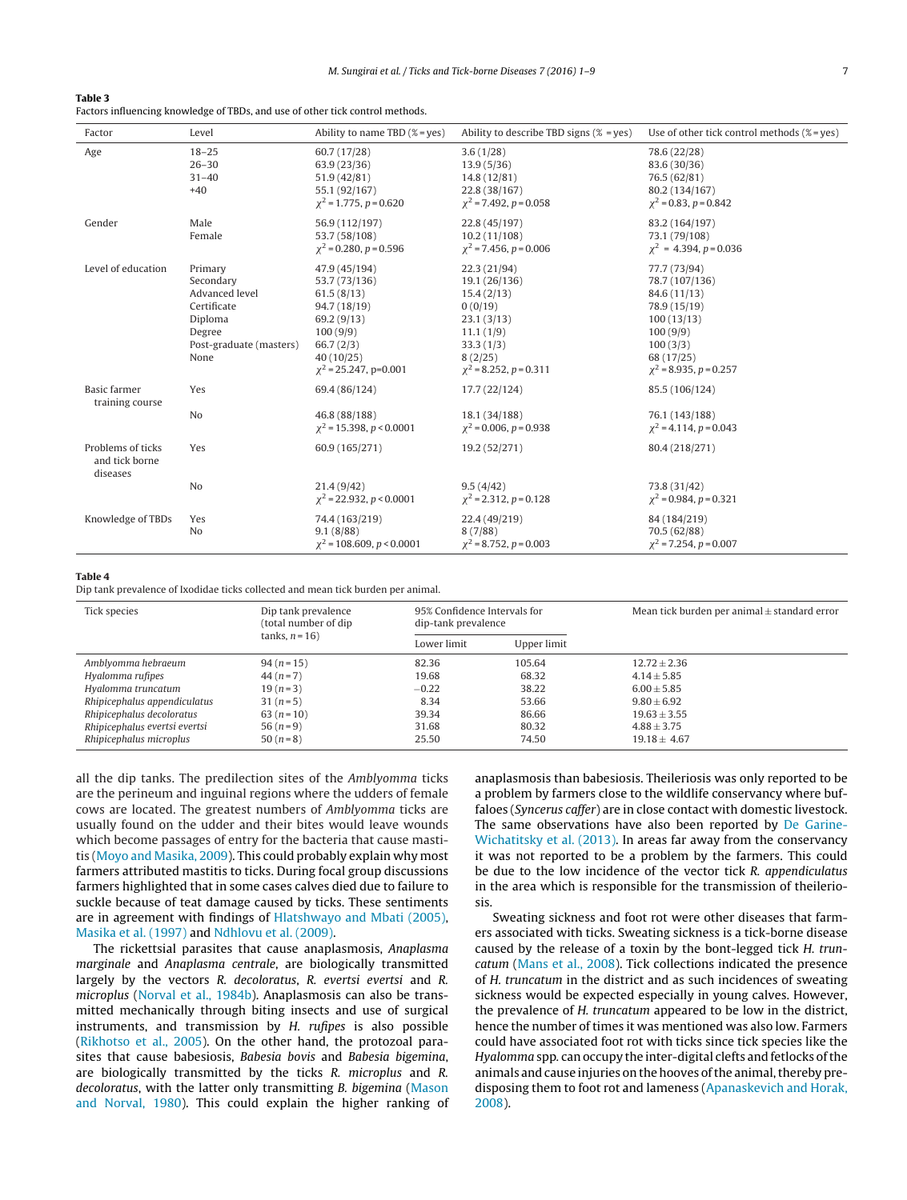**Table 3**
Factors influencing knowledge of TBDs, and use of other tick control methods.

| Factor | Level | Ability to name TBD (% = yes) | Ability to describe TBD signs (% = yes) | Use of other tick control methods (% = yes) |
|---|---|---|---|---|
| Age | 18–25 | 60.7 (17/28) | 3.6 (1/28) | 78.6 (22/28) |
| | 26–30 | 63.9 (23/36) | 13.9 (5/36) | 83.6 (30/36) |
| | 31–40 | 51.9 (42/81) | 14.8 (12/81) | 76.5 (62/81) |
| | +40 | 55.1 (92/167) | 22.8 (38/167) | 80.2 (134/167) |
| | | $\chi^2$ = 1.775, $p$ = 0.620 | $\chi^2$ = 7.492, $p$ = 0.058 | $\chi^2$ = 0.83, $p$ = 0.842 |
| Gender | Male | 56.9 (112/197) | 22.8 (45/197) | 83.2 (164/197) |
| | Female | 53.7 (58/108) | 10.2 (11/108) | 73.1 (79/108) |
| | | $\chi^2$ = 0.280, $p$ = 0.596 | $\chi^2$ = 7.456, $p$ = 0.006 | $\chi^2$ = 4.394, $p$ = 0.036 |
| Level of education | Primary | 47.9 (45/194) | 22.3 (21/94) | 77.7 (73/94) |
| | Secondary | 53.7 (73/136) | 19.1 (26/136) | 78.7 (107/136) |
| | Advanced level | 61.5 (8/13) | 15.4 (2/13) | 84.6 (11/13) |
| | Certificate | 94.7 (18/19) | 0 (0/19) | 78.9 (15/19) |
| | Diploma | 69.2 (9/13) | 23.1 (3/13) | 100 (13/13) |
| | Degree | 100 (9/9) | 11.1 (1/9) | 100 (9/9) |
| | Post-graduate (masters) | 66.7 (2/3) | 33.3 (1/3) | 100 (3/3) |
| | None | 40 (10/25) | 8 (2/25) | 68 (17/25) |
| | | $\chi^2$ = 25.247, p=0.001 | $\chi^2$ = 8.252, $p$ = 0.311 | $\chi^2$ = 8.935, $p$ = 0.257 |
| Basic farmer training course | Yes | 69.4 (86/124) | 17.7 (22/124) | 85.5 (106/124) |
| | No | 46.8 (88/188) | 18.1 (34/188) | 76.1 (143/188) |
| | | $\chi^2$ = 15.398, $p$ < 0.0001 | $\chi^2$ = 0.006, $p$ = 0.938 | $\chi^2$ = 4.114, $p$ = 0.043 |
| Problems of ticks and tick borne diseases | Yes | 60.9 (165/271) | 19.2 (52/271) | 80.4 (218/271) |
| | No | 21.4 (9/42) | 9.5 (4/42) | 73.8 (31/42) |
| | | $\chi^2$ = 22.932, $p$ < 0.0001 | $\chi^2$ = 2.312, $p$ = 0.128 | $\chi^2$ = 0.984, $p$ = 0.321 |
| Knowledge of TBDs | Yes | 74.4 (163/219) | 22.4 (49/219) | 84 (184/219) |
| | No | 9.1 (8/88) | 8 (7/88) | 70.5 (62/88) |
| | | $\chi^2$ = 108.609, $p$ < 0.0001 | $\chi^2$ = 8.752, $p$ = 0.003 | $\chi^2$ = 7.254, $p$ = 0.007 |

**Table 4**
Dip tank prevalence of Ixodidae ticks collected and mean tick burden per animal.

| Tick species | Dip tank prevalence (total number of dip tanks, $n$ = 16) | 95% Confidence Intervals for dip-tank prevalence | | Mean tick burden per animal ± standard error |
|---|---|---|---|---|
| | | Lower limit | Upper limit | |
| *Amblyomma hebraeum* | 94 ($n$ = 15) | 82.36 | 105.64 | 12.72 ± 2.36 |
| *Hyalomma rufipes* | 44 ($n$ = 7) | 19.68 | 68.32 | 4.14 ± 5.85 |
| *Hyalomma truncatum* | 19 ($n$ = 3) | −0.22 | 38.22 | 6.00 ± 5.85 |
| *Rhipicephalus appendiculatus* | 31 ($n$ = 5) | 8.34 | 53.66 | 9.80 ± 6.92 |
| *Rhipicephalus decoloratus* | 63 ($n$ = 10) | 39.34 | 86.66 | 19.63 ± 3.55 |
| *Rhipicephalus evertsi evertsi* | 56 ($n$ = 9) | 31.68 | 80.32 | 4.88 ± 3.75 |
| *Rhipicephalus microplus* | 50 ($n$ = 8) | 25.50 | 74.50 | 19.18 ± 4.67 |

all the dip tanks. The predilection sites of the *Amblyomma* ticks are the perineum and inguinal regions where the udders of female cows are located. The greatest numbers of *Amblyomma* ticks are usually found on the udder and their bites would leave wounds which become passages of entry for the bacteria that cause mastitis (Moyo and Masika, 2009). This could probably explain why most farmers attributed mastitis to ticks. During focal group discussions farmers highlighted that in some cases calves died due to failure to suckle because of teat damage caused by ticks. These sentiments are in agreement with findings of Hlatshwayo and Mbati (2005), Masika et al. (1997) and Ndhlovu et al. (2009).

The rickettsial parasites that cause anaplasmosis, *Anaplasma marginale* and *Anaplasma centrale*, are biologically transmitted largely by the vectors *R. decoloratus*, *R. evertsi evertsi* and *R. microplus* (Norval et al., 1984b). Anaplasmosis can also be transmitted mechanically through biting insects and use of surgical instruments, and transmission by *H. rufipes* is also possible (Rikhotso et al., 2005). On the other hand, the protozoal parasites that cause babesiosis, *Babesia bovis* and *Babesia bigemina*, are biologically transmitted by the ticks *R. microplus* and *R. decoloratus*, with the latter only transmitting *B. bigemina* (Mason and Norval, 1980). This could explain the higher ranking of anaplasmosis than babesiosis. Theileriosis was only reported to be a problem by farmers close to the wildlife conservancy where buffaloes (*Syncerus caffer*) are in close contact with domestic livestock. The same observations have also been reported by De Garine-Wichatitsky et al. (2013). In areas far away from the conservancy it was not reported to be a problem by the farmers. This could be due to the low incidence of the vector tick *R. appendiculatus* in the area which is responsible for the transmission of theileriosis.

Sweating sickness and foot rot were other diseases that farmers associated with ticks. Sweating sickness is a tick-borne disease caused by the release of a toxin by the bont-legged tick *H. truncatum* (Mans et al., 2008). Tick collections indicated the presence of *H. truncatum* in the district and as such incidences of sweating sickness would be expected especially in young calves. However, the prevalence of *H. truncatum* appeared to be low in the district, hence the number of times it was mentioned was also low. Farmers could have associated foot rot with ticks since tick species like the *Hyalomma* spp. can occupy the inter-digital clefts and fetlocks of the animals and cause injuries on the hooves of the animal, thereby predisposing them to foot rot and lameness (Apanaskevich and Horak, 2008).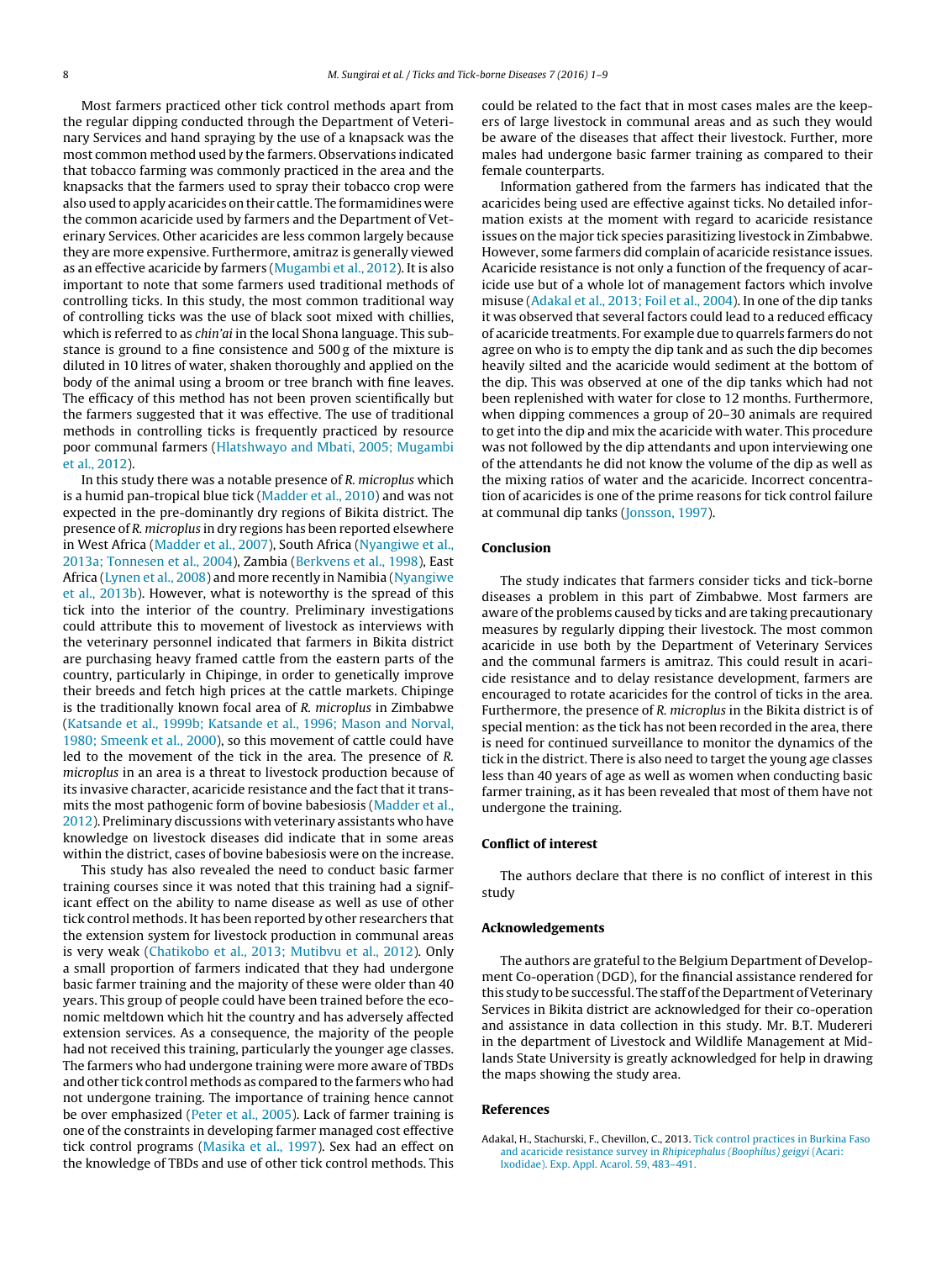Most farmers practiced other tick control methods apart from the regular dipping conducted through the Department of Veterinary Services and hand spraying by the use of a knapsack was the most common method used by the farmers. Observations indicated that tobacco farming was commonly practiced in the area and the knapsacks that the farmers used to spray their tobacco crop were also used to apply acaricides on their cattle. The formamidines were the common acaricide used by farmers and the Department of Veterinary Services. Other acaricides are less common largely because they are more expensive. Furthermore, amitraz is generally viewed as an effective acaricide by farmers (Mugambi et al., 2012). It is also important to note that some farmers used traditional methods of controlling ticks. In this study, the most common traditional way of controlling ticks was the use of black soot mixed with chillies, which is referred to as *chin'ai* in the local Shona language. This substance is ground to a fine consistence and 500 g of the mixture is diluted in 10 litres of water, shaken thoroughly and applied on the body of the animal using a broom or tree branch with fine leaves. The efficacy of this method has not been proven scientifically but the farmers suggested that it was effective. The use of traditional methods in controlling ticks is frequently practiced by resource poor communal farmers (Hlatshwayo and Mbati, 2005; Mugambi et al., 2012).

In this study there was a notable presence of *R. microplus* which is a humid pan-tropical blue tick (Madder et al., 2010) and was not expected in the pre-dominantly dry regions of Bikita district. The presence of *R. microplus* in dry regions has been reported elsewhere in West Africa (Madder et al., 2007), South Africa (Nyangiwe et al., 2013a; Tonnesen et al., 2004), Zambia (Berkvens et al., 1998), East Africa (Lynen et al., 2008) and more recently in Namibia (Nyangiwe et al., 2013b). However, what is noteworthy is the spread of this tick into the interior of the country. Preliminary investigations could attribute this to movement of livestock as interviews with the veterinary personnel indicated that farmers in Bikita district are purchasing heavy framed cattle from the eastern parts of the country, particularly in Chipinge, in order to genetically improve their breeds and fetch high prices at the cattle markets. Chipinge is the traditionally known focal area of *R. microplus* in Zimbabwe (Katsande et al., 1999b; Katsande et al., 1996; Mason and Norval, 1980; Smeenk et al., 2000), so this movement of cattle could have led to the movement of the tick in the area. The presence of *R. microplus* in an area is a threat to livestock production because of its invasive character, acaricide resistance and the fact that it transmits the most pathogenic form of bovine babesiosis (Madder et al., 2012). Preliminary discussions with veterinary assistants who have knowledge on livestock diseases did indicate that in some areas within the district, cases of bovine babesiosis were on the increase.

This study has also revealed the need to conduct basic farmer training courses since it was noted that this training had a significant effect on the ability to name disease as well as use of other tick control methods. It has been reported by other researchers that the extension system for livestock production in communal areas is very weak (Chatikobo et al., 2013; Mutibvu et al., 2012). Only a small proportion of farmers indicated that they had undergone basic farmer training and the majority of these were older than 40 years. This group of people could have been trained before the economic meltdown which hit the country and has adversely affected extension services. As a consequence, the majority of the people had not received this training, particularly the younger age classes. The farmers who had undergone training were more aware of TBDs and other tick control methods as compared to the farmers who had not undergone training. The importance of training hence cannot be over emphasized (Peter et al., 2005). Lack of farmer training is one of the constraints in developing farmer managed cost effective tick control programs (Masika et al., 1997). Sex had an effect on the knowledge of TBDs and use of other tick control methods. This could be related to the fact that in most cases males are the keepers of large livestock in communal areas and as such they would be aware of the diseases that affect their livestock. Further, more males had undergone basic farmer training as compared to their female counterparts.

Information gathered from the farmers has indicated that the acaricides being used are effective against ticks. No detailed information exists at the moment with regard to acaricide resistance issues on the major tick species parasitizing livestock in Zimbabwe. However, some farmers did complain of acaricide resistance issues. Acaricide resistance is not only a function of the frequency of acaricide use but of a whole lot of management factors which involve misuse (Adakal et al., 2013; Foil et al., 2004). In one of the dip tanks it was observed that several factors could lead to a reduced efficacy of acaricide treatments. For example due to quarrels farmers do not agree on who is to empty the dip tank and as such the dip becomes heavily silted and the acaricide would sediment at the bottom of the dip. This was observed at one of the dip tanks which had not been replenished with water for close to 12 months. Furthermore, when dipping commences a group of 20–30 animals are required to get into the dip and mix the acaricide with water. This procedure was not followed by the dip attendants and upon interviewing one of the attendants he did not know the volume of the dip as well as the mixing ratios of water and the acaricide. Incorrect concentration of acaricides is one of the prime reasons for tick control failure at communal dip tanks (Jonsson, 1997).

## Conclusion

The study indicates that farmers consider ticks and tick-borne diseases a problem in this part of Zimbabwe. Most farmers are aware of the problems caused by ticks and are taking precautionary measures by regularly dipping their livestock. The most common acaricide in use both by the Department of Veterinary Services and the communal farmers is amitraz. This could result in acaricide resistance and to delay resistance development, farmers are encouraged to rotate acaricides for the control of ticks in the area. Furthermore, the presence of *R. microplus* in the Bikita district is of special mention: as the tick has not been recorded in the area, there is need for continued surveillance to monitor the dynamics of the tick in the district. There is also need to target the young age classes less than 40 years of age as well as women when conducting basic farmer training, as it has been revealed that most of them have not undergone the training.

## Conflict of interest

The authors declare that there is no conflict of interest in this study

## Acknowledgements

The authors are grateful to the Belgium Department of Development Co-operation (DGD), for the financial assistance rendered for this study to be successful. The staff of the Department of Veterinary Services in Bikita district are acknowledged for their co-operation and assistance in data collection in this study. Mr. B.T. Mudereri in the department of Livestock and Wildlife Management at Midlands State University is greatly acknowledged for help in drawing the maps showing the study area.

## References

Adakal, H., Stachurski, F., Chevillon, C., 2013. Tick control practices in Burkina Faso and acaricide resistance survey in *Rhipicephalus (Boophilus) geigyi* (Acari: Ixodidae). Exp. Appl. Acarol. 59, 483–491.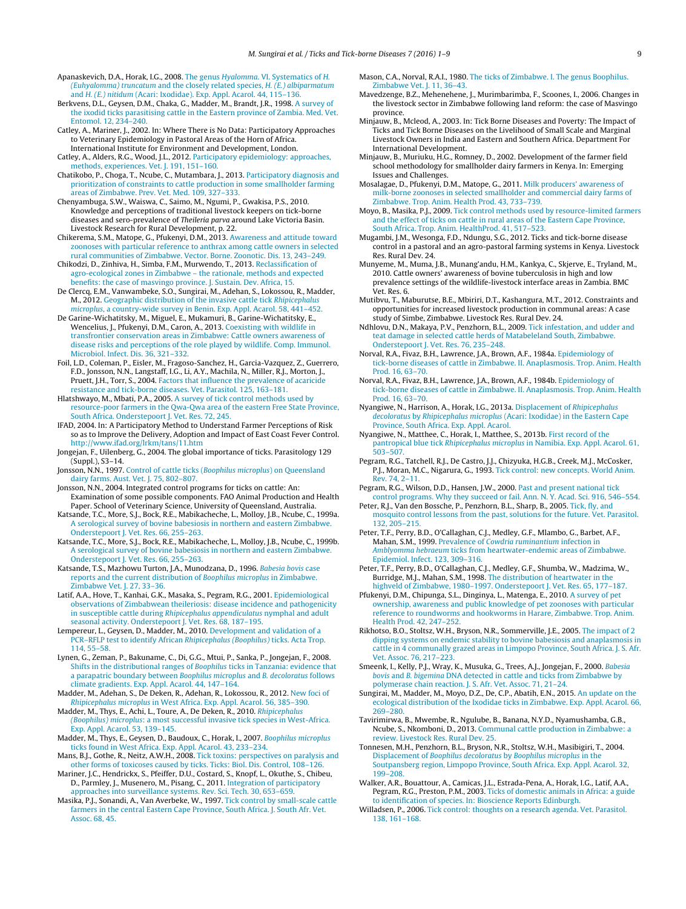Apanaskevich, D.A., Horak, I.G., 2008. The genus *Hyalomma*. VI. Systematics of *H. (Euhyalomma) truncatum* and the closely related species, *H. (E.) albiparmatum* and *H. (E.) nitidum* (Acari: Ixodidae). Exp. Appl. Acarol. 44, 115–136.

Berkvens, D.L., Geysen, D.M., Chaka, G., Madder, M., Brandt, J.R., 1998. A survey of the ixodid ticks parasitising cattle in the Eastern province of Zambia. Med. Vet. Entomol. 12, 234–240.

Catley, A., Mariner, J., 2002. In: Where There is No Data: Participatory Approaches to Veterinary Epidemiology in Pastoral Areas of the Horn of Africa. International Institute for Environment and Development, London.

Catley, A., Alders, R.G., Wood, J.L., 2012. Participatory epidemiology: approaches, methods, experiences. Vet. J. 191, 151–160.

Chatikobo, P., Choga, T., Ncube, C., Mutambara, J., 2013. Participatory diagnosis and prioritization of constraints to cattle production in some smallholder farming areas of Zimbabwe. Prev. Vet. Med. 109, 327–333.

Chenyambuga, S.W., Waiswa, C., Saimo, M., Ngumi, P., Gwakisa, P.S., 2010. Knowledge and perceptions of traditional livestock keepers on tick-borne diseases and sero-prevalence of *Theileria parva* around Lake Victoria Basin. Livestock Research for Rural Development, p. 22.

Chikerema, S.M., Matope, G., Pfukenyi, D.M., 2013. Awareness and attitude toward zoonoses with particular reference to anthrax among cattle owners in selected rural communities of Zimbabwe. Vector. Borne. Zoonotic. Dis. 13, 243–249.

Chikodzi, D., Zinhiva, H., Simba, F.M., Murwendo, T., 2013. Reclassification of agro-ecological zones in Zimbabwe – the rationale, methods and expected benefits: the case of masvingo province. J. Sustain. Dev. Africa, 15.

De Clercq, E.M., Vanwambeke, S.O., Sungirai, M., Adehan, S., Lokossou, R., Madder, M., 2012. Geographic distribution of the invasive cattle tick *Rhipicephalus microplus*, a country-wide survey in Benin. Exp. Appl. Acarol. 58, 441–452.

De Garine-Wichatitsky, M., Miguel, E., Mukamuri, B., Garine-Wichatitsky, E., Wencelius, J., Pfukenyi, D.M., Caron, A., 2013. Coexisting with wildlife in transfrontier conservation areas in Zimbabwe: Cattle owners awareness of disease risks and perceptions of the role played by wildlife. Comp. Immunol. Microbiol. Infect. Dis. 36, 321–332.

Foil, L.D., Coleman, P., Eisler, M., Fragoso-Sanchez, H., Garcia-Vazquez, Z., Guerrero, F.D., Jonsson, N.N., Langstaff, I.G., Li, A.Y., Machila, N., Miller, R.J., Morton, J., Pruett, J.H., Torr, S., 2004. Factors that influence the prevalence of acaricide resistance and tick-borne diseases. Vet. Parasitol. 125, 163–181.

Hlatshwayo, M., Mbati, P.A., 2005. A survey of tick control methods used by resource-poor farmers in the Qwa-Qwa area of the eastern Free State Province, South Africa. Onderstepoort J. Vet. Res. 72, 245.

IFAD, 2004. In: A Participatory Method to Understand Farmer Perceptions of Risk so as to Improve the Delivery, Adoption and Impact of East Coast Fever Control. http://www.ifad.org/lrkm/tans/11.htm

Jongejan, F., Uilenberg, G., 2004. The global importance of ticks. Parasitology 129 (Suppl.), S3–14.

Jonsson, N.N., 1997. Control of cattle ticks (*Boophilus microplus*) on Queensland dairy farms. Aust. Vet. J. 75, 802–807.

Jonsson, N.N., 2004. Integrated control programs for ticks on cattle: An: Examination of some possible components. FAO Animal Production and Health Paper. School of Veterinary Science, University of Queensland, Australia.

Katsande, T.C., More, S.J., Bock, R.E., Mabikacheche, L., Molloy, J.B., Ncube, C., 1999a. A serological survey of bovine babesiosis in northern and eastern Zimbabwe. Onderstepoort J. Vet. Res. 66, 255–263.

Katsande, T.C., More, S.J., Bock, R.E., Mabikacheche, L., Molloy, J.B., Ncube, C., 1999b. A serological survey of bovine babesiosis in northern and eastern Zimbabwe. Onderstepoort J. Vet. Res. 66, 255–263.

Katsande, T.S., Mazhowu Turton, J.A., Munodzana, D., 1996. *Babesia bovis* case reports and the current distribution of *Boophilus microplus* in Zimbabwe. Zimbabwe Vet. J. 27, 33–36.

Latif, A.A., Hove, T., Kanhai, G.K., Masaka, S., Pegram, R.G., 2001. Epidemiological observations of Zimbabwean theileriosis: disease incidence and pathogenicity in susceptible cattle during *Rhipicephalus appendiculatus* nymphal and adult seasonal activity. Onderstepoort J. Vet. Res. 68, 187–195.

Lempereur, L., Geysen, D., Madder, M., 2010. Development and validation of a PCR–RFLP test to identify African *Rhipicephalus (Boophilus)* ticks. Acta Trop. 114, 55–58.

Lynen, G., Zeman, P., Bakuname, C., Di, G.G., Mtui, P., Sanka, P., Jongejan, F., 2008. Shifts in the distributional ranges of *Boophilus* ticks in Tanzania: evidence that a parapatric boundary between *Boophilus microplus* and *B. decoloratus* follows climate gradients. Exp. Appl. Acarol. 44, 147–164.

Madder, M., Adehan, S., De Deken, R., Adehan, R., Lokossou, R., 2012. New foci of *Rhipicephalus microplus* in West Africa. Exp. Appl. Acarol. 56, 385–390.

Madder, M., Thys, E., Achi, L., Toure, A., De Deken, R., 2010. *Rhipicephalus (Boophilus) microplus*: a most successful invasive tick species in West-Africa. Exp. Appl. Acarol. 53, 139–145.

Madder, M., Thys, E., Geysen, D., Baudoux, C., Horak, I., 2007. *Boophilus microplus* ticks found in West Africa. Exp. Appl. Acarol. 43, 233–234.

Mans, B.J., Gothe, R., Neitz, A.W.H., 2008. Tick toxins: perspectives on paralysis and other forms of toxicoses caused by ticks. Ticks: Biol. Dis. Control, 108–126.

Mariner, J.C., Hendrickx, S., Pfeiffer, D.U., Costard, S., Knopf, L., Okuthe, S., Chibeu, D., Parmley, J., Musenero, M., Pisang, C., 2011. Integration of participatory approaches into surveillance systems. Rev. Sci. Tech. 30, 653–659.

Masika, P.J., Sonandi, A., Van Averbeke, W., 1997. Tick control by small-scale cattle farmers in the central Eastern Cape Province, South Africa. J. South Afr. Vet. Assoc. 68, 45.

Mason, C.A., Norval, R.A.I., 1980. The ticks of Zimbabwe. I. The genus Boophilus. Zimbabwe Vet. J. 11, 36–43.

Mavedzenge, B.Z., Mehenehene, J., Murimbarimba, F., Scoones, I., 2006. Changes in the livestock sector in Zimbabwe following land reform: the case of Masvingo province.

Minjauw, B., Mcleod, A., 2003. In: Tick Borne Diseases and Poverty: The Impact of Ticks and Tick Borne Diseases on the Livelihood of Small Scale and Marginal Livestock Owners in India and Eastern and Southern Africa. Department For International Development.

Minjauw, B., Muriuku, H.G., Romney, D., 2002. Development of the farmer field school methodology for smallholder dairy farmers in Kenya. In: Emerging Issues and Challenges.

Mosalagae, D., Pfukenyi, D.M., Matope, G., 2011. Milk producers' awareness of milk-borne zoonoses in selected smallholder and commercial dairy farms of Zimbabwe. Trop. Anim. Health Prod. 43, 733–739.

Moyo, B., Masika, P.J., 2009. Tick control methods used by resource-limited farmers and the effect of ticks on cattle in rural areas of the Eastern Cape Province, South Africa. Trop. Anim. HealthProd. 41, 517–523.

Mugambi, J.M., Wesonga, F.D., Ndungu, S.G., 2012. Ticks and tick-borne disease control in a pastoral and an agro-pastoral farming systems in Kenya. Livestock Res. Rural Dev. 24.

Munyeme, M., Muma, J.B., Munang'andu, H.M., Kankya, C., Skjerve, E., Tryland, M., 2010. Cattle owners' awareness of bovine tuberculosis in high and low prevalence settings of the wildlife-livestock interface areas in Zambia. BMC Vet. Res. 6.

Mutibvu, T., Maburutse, B.E., Mbiriri, D.T., Kashangura, M.T., 2012. Constraints and opportunities for increased livestock production in communal areas: A case study of Simbe, Zimbabwe. Livestock Res. Rural Dev. 24.

Ndhlovu, D.N., Makaya, P.V., Penzhorn, B.L., 2009. Tick infestation, and udder and teat damage in selected cattle herds of Matabeleland South, Zimbabwe. Onderstepoort J. Vet. Res. 76, 235–248.

Norval, R.A., Fivaz, B.H., Lawrence, J.A., Brown, A.F., 1984a. Epidemiology of tick-borne diseases of cattle in Zimbabwe. II. Anaplasmosis. Trop. Anim. Health Prod. 16, 63–70.

Norval, R.A., Fivaz, B.H., Lawrence, J.A., Brown, A.F., 1984b. Epidemiology of tick-borne diseases of cattle in Zimbabwe. II. Anaplasmosis. Trop. Anim. Health Prod. 16, 63–70.

Nyangiwe, N., Harrison, A., Horak, I.G., 2013a. Displacement of *Rhipicephalus decoloratus* by *Rhipicephalus microplus* (Acari: Ixodidae) in the Eastern Cape Province, South Africa. Exp. Appl. Acarol.

Nyangiwe, N., Matthee, C., Horak, I., Matthee, S., 2013b. First record of the pantropical blue tick *Rhipicephalus microplus* in Namibia. Exp. Appl. Acarol. 61, 503–507.

Pegram, R.G., Tatchell, R.J., De Castro, J.J., Chizyuka, H.G.B., Creek, M.J., McCosker, P.J., Moran, M.C., Nigarura, G., 1993. Tick control: new concepts. World Anim. Rev. 74, 2–11.

Pegram, R.G., Wilson, D.D., Hansen, J.W., 2000. Past and present national tick control programs. Why they succeed or fail. Ann. N. Y. Acad. Sci. 916, 546–554.

Peter, R.J., Van den Bossche, P., Penzhorn, B.L., Sharp, B., 2005. Tick, fly, and mosquito control lessons from the past, solutions for the future. Vet. Parasitol. 132, 205–215.

Peter, T.F., Perry, B.D., O'Callaghan, C.J., Medley, G.F., Mlambo, G., Barbet, A.F., Mahan, S.M., 1999. Prevalence of *Cowdria ruminantium* infection in *Amblyomma hebraeum* ticks from heartwater-endemic areas of Zimbabwe. Epidemiol. Infect. 123, 309–316.

Peter, T.F., Perry, B.D., O'Callaghan, C.J., Medley, G.F., Shumba, W., Madzima, W., Burridge, M.J., Mahan, S.M., 1998. The distribution of heartwater in the highveld of Zimbabwe, 1980–1997. Onderstepoort J. Vet. Res. 65, 177–187.

Pfukenyi, D.M., Chipunga, S.L., Dinginya, L., Matenga, E., 2010. A survey of pet ownership, awareness and public knowledge of pet zoonoses with particular reference to roundworms and hookworms in Harare, Zimbabwe. Trop. Anim. Health Prod. 42, 247–252.

Rikhotso, B.O., Stoltsz, W.H., Bryson, N.R., Sommerville, J.E., 2005. The impact of 2 dipping systems on endemic stability to bovine babesiosis and anaplasmosis in cattle in 4 communally grazed areas in Limpopo Province, South Africa. J. S. Afr. Vet. Assoc. 76, 217–223.

Smeenk, I., Kelly, P.J., Wray, K., Musuka, G., Trees, A.J., Jongejan, F., 2000. *Babesia bovis* and *B. bigemina* DNA detected in cattle and ticks from Zimbabwe by polymerase chain reaction. J. S. Afr. Vet. Assoc. 71, 21–24.

Sungirai, M., Madder, M., Moyo, D.Z., De, C.P., Abatih, E.N., 2015. An update on the ecological distribution of the Ixodidae ticks in Zimbabwe. Exp. Appl. Acarol. 66, 269–280.

Tavirimirwa, B., Mwembe, R., Ngulube, B., Banana, N.Y.D., Nyamushamba, G.B., Ncube, S., Nkomboni, D., 2013. Communal cattle production in Zimbabwe: a review. Livestock Res. Rural Dev. 25.

Tonnesen, M.H., Penzhorn, B.L., Bryson, N.R., Stoltsz, W.H., Masibigiri, T., 2004. Displacement of *Boophilus decoloratus* by *Boophilus microplus* in the Soutpansberg region, Limpopo Province, South Africa. Exp. Appl. Acarol. 32, 199–208.

Walker, A.R., Bouattour, A., Camicas, J.L., Estrada-Pena, A., Horak, I.G., Latif, A.A., Pegram, R.G., Preston, P.M., 2003. Ticks of domestic animals in Africa: a guide to identification of species. In: Bioscience Reports Edinburgh.

Willadsen, P., 2006. Tick control: thoughts on a research agenda. Vet. Parasitol. 138, 161–168.